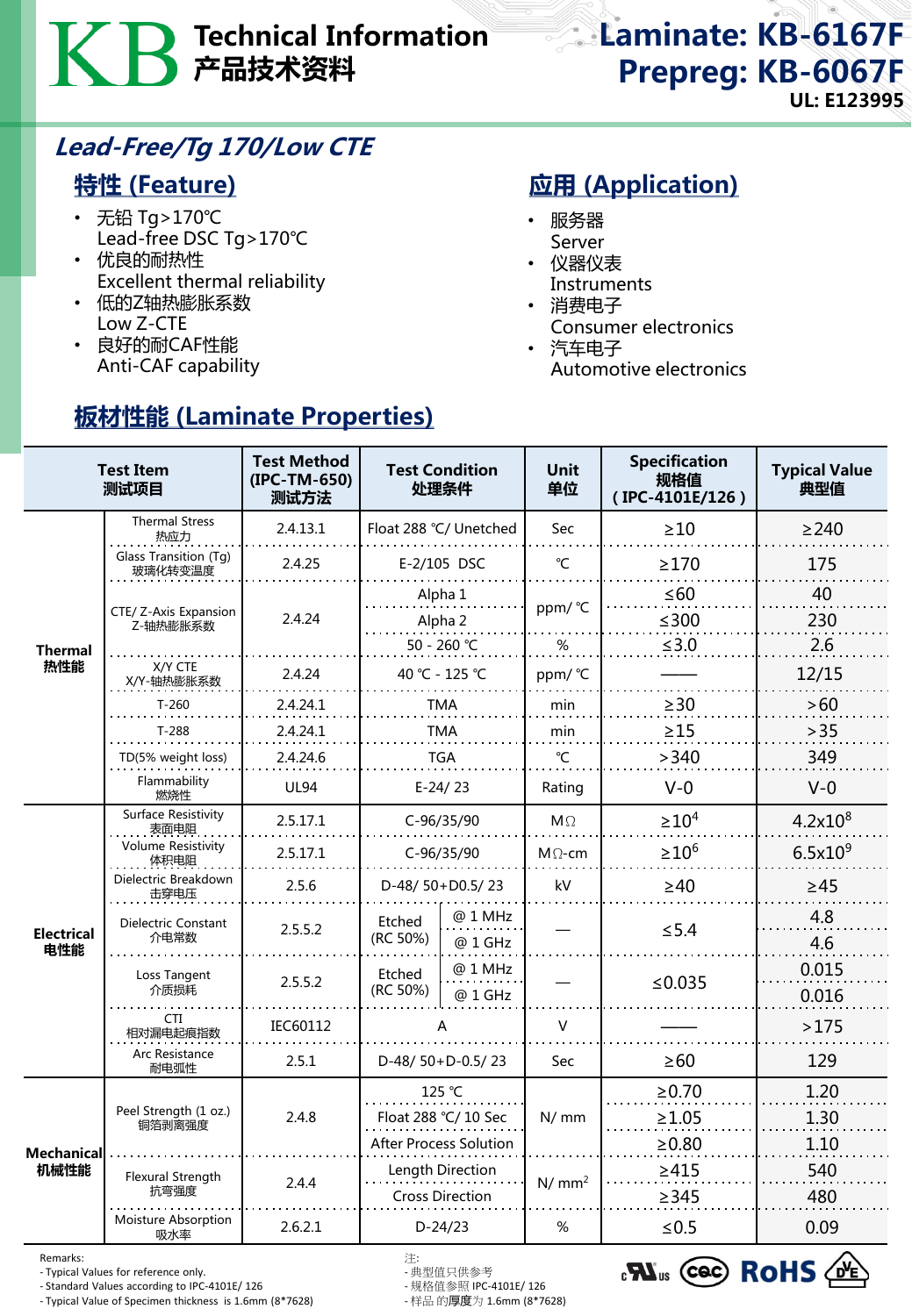# KB Technical Information 产品技术资料

## Laminate: KB-6167F
## Prepreg: KB-6067F

**UL: E123995**

## *Lead-Free/Tg 170/Low CTE*

### 特性 (Feature)

- 无铅 Tg>170℃
  Lead-free DSC Tg>170℃
- 优良的耐热性
  Excellent thermal reliability
- 低的Z轴热膨胀系数
  Low Z-CTE
- 良好的耐CAF性能
  Anti-CAF capability

### 应用 (Application)

- 服务器
  Server
- 仪器仪表
  Instruments
- 消费电子
  Consumer electronics
- 汽车电子
  Automotive electronics

### 板材性能 (Laminate Properties)

| | Test Item 测试项目 | Test Method (IPC-TM-650) 测试方法 | Test Condition 处理条件 | | Unit 单位 | Specification 规格值 (IPC-4101E/126) | Typical Value 典型值 |
|---|---|---|---|---|---|---|---|
| Thermal 热性能 | Thermal Stress 热应力 | 2.4.13.1 | Float 288 ℃/ Unetched | | Sec | ≥10 | ≥240 |
| | Glass Transition (Tg) 玻璃化转变温度 | 2.4.25 | E-2/105 DSC | | ℃ | ≥170 | 175 |
| | CTE/ Z-Axis Expansion Z-轴热膨胀系数 | 2.4.24 | Alpha 1 | | ppm/ ℃ | ≤60 | 40 |
| | | | Alpha 2 | | ppm/ ℃ | ≤300 | 230 |
| | | | 50 - 260 ℃ | | % | ≤3.0 | 2.6 |
| | X/Y CTE X/Y-轴热膨胀系数 | 2.4.24 | 40 ℃ - 125 ℃ | | ppm/ ℃ | —— | 12/15 |
| | T-260 | 2.4.24.1 | TMA | | min | ≥30 | >60 |
| | T-288 | 2.4.24.1 | TMA | | min | ≥15 | >35 |
| | TD(5% weight loss) | 2.4.24.6 | TGA | | ℃ | >340 | 349 |
| | Flammability 燃烧性 | UL94 | E-24/ 23 | | Rating | V-0 | V-0 |
| Electrical 电性能 | Surface Resistivity 表面电阻 | 2.5.17.1 | C-96/35/90 | | MΩ | $\geq 10^4$ | $4.2\times10^8$ |
| | Volume Resistivity 体积电阻 | 2.5.17.1 | C-96/35/90 | | MΩ-cm | $\geq 10^6$ | $6.5\times10^9$ |
| | Dielectric Breakdown 击穿电压 | 2.5.6 | D-48/ 50+D0.5/ 23 | | kV | ≥40 | ≥45 |
| | Dielectric Constant 介电常数 | 2.5.5.2 | Etched (RC 50%) | @ 1 MHz | — | ≤5.4 | 4.8 |
| | | | | @ 1 GHz | | | 4.6 |
| | Loss Tangent 介质损耗 | 2.5.5.2 | Etched (RC 50%) | @ 1 MHz | — | ≤0.035 | 0.015 |
| | | | | @ 1 GHz | | | 0.016 |
| | CTI 相对漏电起痕指数 | IEC60112 | A | | V | —— | >175 |
| | Arc Resistance 耐电弧性 | 2.5.1 | D-48/ 50+D-0.5/ 23 | | Sec | ≥60 | 129 |
| Mechanical 机械性能 | Peel Strength (1 oz.) 铜箔剥离强度 | 2.4.8 | 125 ℃ | | N/ mm | ≥0.70 | 1.20 |
| | | | Float 288 ℃/ 10 Sec | | N/ mm | ≥1.05 | 1.30 |
| | | | After Process Solution | | N/ mm | ≥0.80 | 1.10 |
| | Flexural Strength 抗弯强度 | 2.4.4 | Length Direction | | N/ mm² | ≥415 | 540 |
| | | | Cross Direction | | N/ mm² | ≥345 | 480 |
| | Moisture Absorption 吸水率 | 2.6.2.1 | D-24/23 | | % | ≤0.5 | 0.09 |

Remarks:
- Typical Values for reference only.
- Standard Values according to IPC-4101E/ 126
- Typical Value of Specimen thickness is 1.6mm (8*7628)

注:
- 典型值只供参考
- 规格值参照 IPC-4101E/ 126
- 样品 的**厚度**为 1.6mm (8*7628)

c UL us CQC RoHS VDE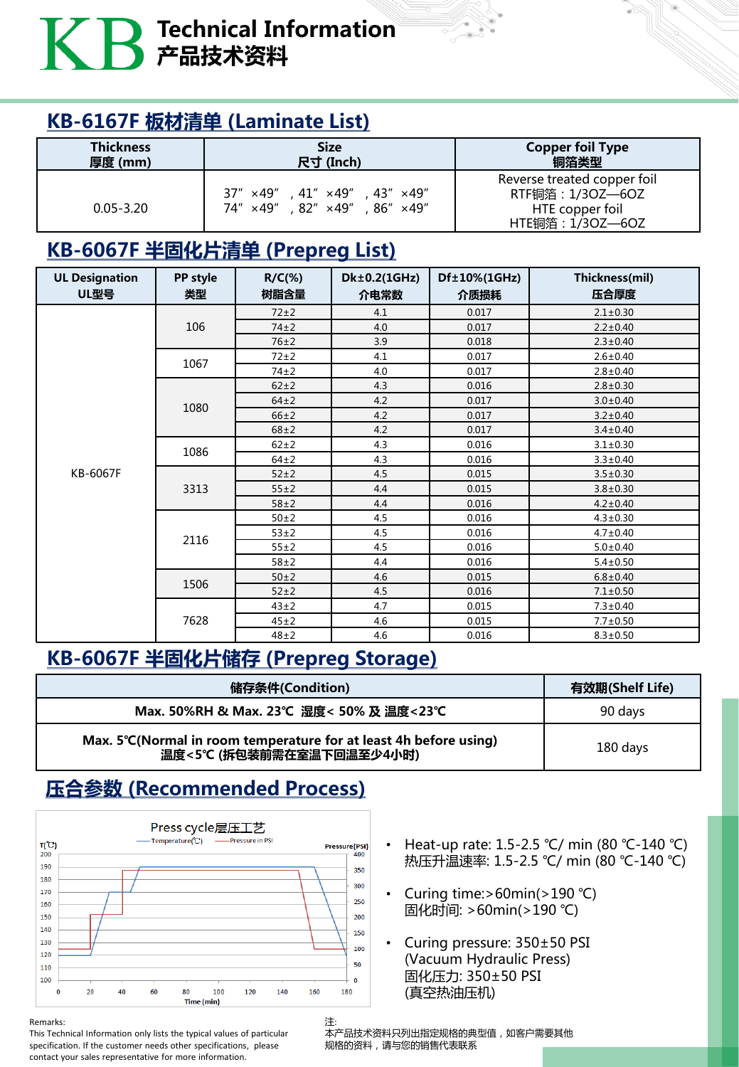# KB Technical Information 产品技术资料

## KB-6167F 板材清单 (Laminate List)

| Thickness 厚度 (mm) | Size 尺寸 (Inch) | Copper foil Type 铜箔类型 |
|---|---|---|
| 0.05-3.20 | 37″ ×49″ ，41″ ×49″ ，43″ ×49″ 74″ ×49″ ，82″ ×49″ ，86″ ×49″ | Reverse treated copper foil RTF铜箔：1/3OZ—6OZ HTE copper foil HTE铜箔：1/3OZ—6OZ |

## KB-6067F 半固化片清单 (Prepreg List)

| UL Designation UL型号 | PP style 类型 | R/C(%) 树脂含量 | Dk±0.2(1GHz) 介电常数 | Df±10%(1GHz) 介质损耗 | Thickness(mil) 压合厚度 |
|---|---|---|---|---|---|
| KB-6067F | 106 | 72±2 | 4.1 | 0.017 | 2.1±0.30 |
| | | 74±2 | 4.0 | 0.017 | 2.2±0.40 |
| | | 76±2 | 3.9 | 0.018 | 2.3±0.40 |
| | 1067 | 72±2 | 4.1 | 0.017 | 2.6±0.40 |
| | | 74±2 | 4.0 | 0.017 | 2.8±0.40 |
| | 1080 | 62±2 | 4.3 | 0.016 | 2.8±0.30 |
| | | 64±2 | 4.2 | 0.017 | 3.0±0.40 |
| | | 66±2 | 4.2 | 0.017 | 3.2±0.40 |
| | | 68±2 | 4.2 | 0.017 | 3.4±0.40 |
| | 1086 | 62±2 | 4.3 | 0.016 | 3.1±0.30 |
| | | 64±2 | 4.3 | 0.016 | 3.3±0.40 |
| | 3313 | 52±2 | 4.5 | 0.015 | 3.5±0.30 |
| | | 55±2 | 4.4 | 0.015 | 3.8±0.30 |
| | | 58±2 | 4.4 | 0.016 | 4.2±0.40 |
| | 2116 | 50±2 | 4.5 | 0.016 | 4.3±0.30 |
| | | 53±2 | 4.5 | 0.016 | 4.7±0.40 |
| | | 55±2 | 4.5 | 0.016 | 5.0±0.40 |
| | | 58±2 | 4.4 | 0.016 | 5.4±0.50 |
| | 1506 | 50±2 | 4.6 | 0.015 | 6.8±0.40 |
| | | 52±2 | 4.5 | 0.016 | 7.1±0.50 |
| | 7628 | 43±2 | 4.7 | 0.015 | 7.3±0.40 |
| | | 45±2 | 4.6 | 0.015 | 7.7±0.50 |
| | | 48±2 | 4.6 | 0.016 | 8.3±0.50 |

## KB-6067F 半固化片储存 (Prepreg Storage)

| 储存条件(Condition) | 有效期(Shelf Life) |
|---|---|
| Max. 50%RH & Max. 23℃ 湿度< 50% 及 温度<23℃ | 90 days |
| Max. 5℃(Normal in room temperature for at least 4h before using) 温度<5℃ (拆包装前需在室温下回温至少4小时) | 180 days |

## 压合参数 (Recommended Process)

Press cycle层压工艺

Temperature(℃)　Pressure in PSI

T(℃)　Pressure(PSI)

200 190 180 170 160 150 140 130 120 110 100

400 350 300 250 200 150 100 50 0

0 20 40 60 80 100 120 140 160 180

Time (min)

- Heat-up rate: 1.5-2.5 ℃/ min (80 ℃-140 ℃)
  热压升温速率: 1.5-2.5 ℃/ min (80 ℃-140 ℃)
- Curing time:>60min(>190 ℃)
  固化时间: >60min(>190 ℃)
- Curing pressure: 350±50 PSI
  (Vacuum Hydraulic Press)
  固化压力: 350±50 PSI
  (真空热油压机)

Remarks:
This Technical Information only lists the typical values of particular specification. If the customer needs other specifications, please contact your sales representative for more information.

注:
本产品技术资料只列出指定规格的典型值，如客户需要其他规格的资料，请与您的销售代表联系